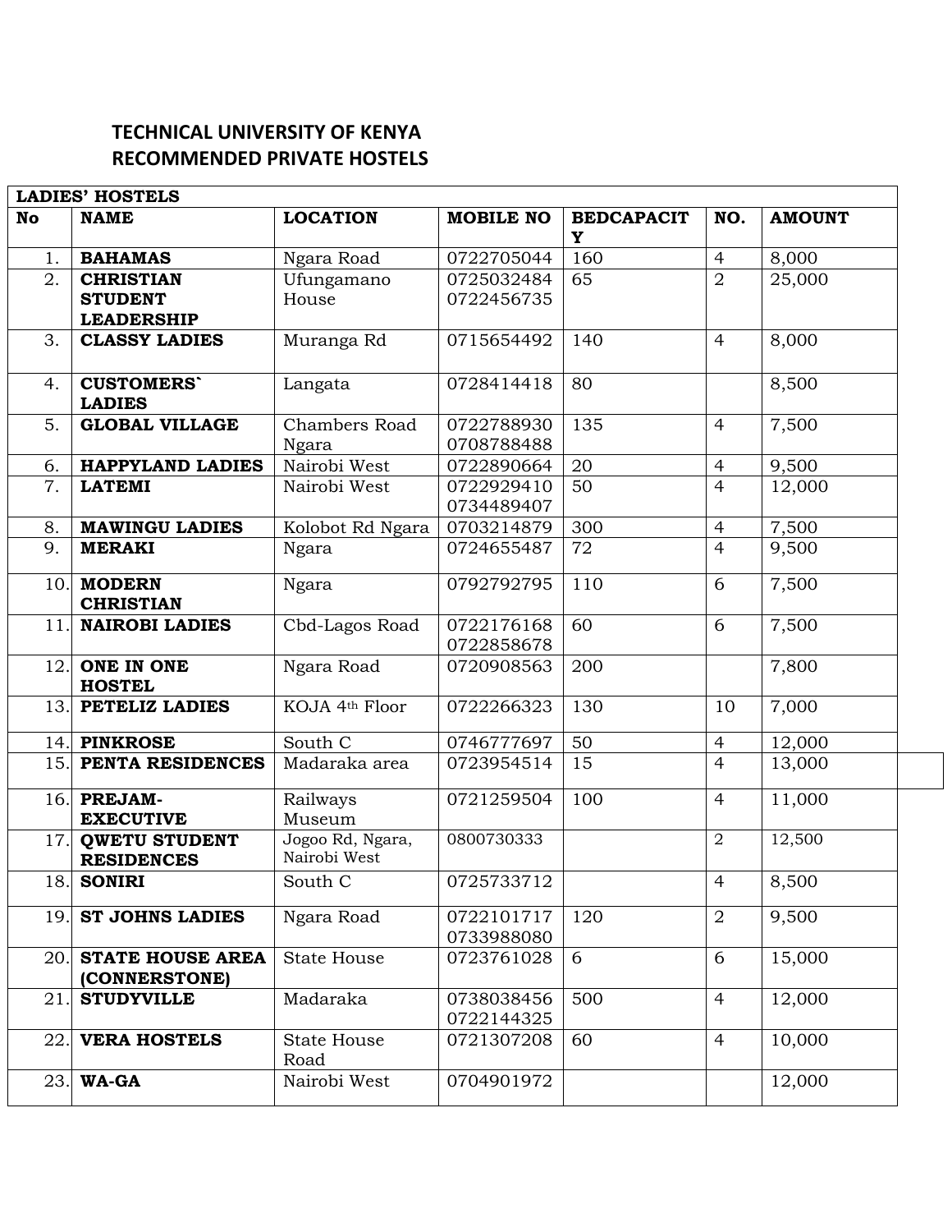# TECHNICAL UNIVERSITY OF KENYA
# RECOMMENDED PRIVATE HOSTELS

| LADIES' HOSTELS | | | | | | |
|---|---|---|---|---|---|---|
| **No** | **NAME** | **LOCATION** | **MOBILE NO** | **BEDCAPACITY** | **NO.** | **AMOUNT** |
| 1. | **BAHAMAS** | Ngara Road | 0722705044 | 160 | 4 | 8,000 |
| 2. | **CHRISTIAN STUDENT LEADERSHIP** | Ufungamano House | 0725032484 0722456735 | 65 | 2 | 25,000 |
| 3. | **CLASSY LADIES** | Muranga Rd | 0715654492 | 140 | 4 | 8,000 |
| 4. | **CUSTOMERS` LADIES** | Langata | 0728414418 | 80 | | 8,500 |
| 5. | **GLOBAL VILLAGE** | Chambers Road Ngara | 0722788930 0708788488 | 135 | 4 | 7,500 |
| 6. | **HAPPYLAND LADIES** | Nairobi West | 0722890664 | 20 | 4 | 9,500 |
| 7. | **LATEMI** | Nairobi West | 0722929410 0734489407 | 50 | 4 | 12,000 |
| 8. | **MAWINGU LADIES** | Kolobot Rd Ngara | 0703214879 | 300 | 4 | 7,500 |
| 9. | **MERAKI** | Ngara | 0724655487 | 72 | 4 | 9,500 |
| 10. | **MODERN CHRISTIAN** | Ngara | 0792792795 | 110 | 6 | 7,500 |
| 11. | **NAIROBI LADIES** | Cbd-Lagos Road | 0722176168 0722858678 | 60 | 6 | 7,500 |
| 12. | **ONE IN ONE HOSTEL** | Ngara Road | 0720908563 | 200 | | 7,800 |
| 13. | **PETELIZ LADIES** | KOJA 4th Floor | 0722266323 | 130 | 10 | 7,000 |
| 14. | **PINKROSE** | South C | 0746777697 | 50 | 4 | 12,000 |
| 15. | **PENTA RESIDENCES** | Madaraka area | 0723954514 | 15 | 4 | 13,000 |
| 16. | **PREJAM-EXECUTIVE** | Railways Museum | 0721259504 | 100 | 4 | 11,000 |
| 17. | **QWETU STUDENT RESIDENCES** | Jogoo Rd, Ngara, Nairobi West | 0800730333 | | 2 | 12,500 |
| 18. | **SONIRI** | South C | 0725733712 | | 4 | 8,500 |
| 19. | **ST JOHNS LADIES** | Ngara Road | 0722101717 0733988080 | 120 | 2 | 9,500 |
| 20. | **STATE HOUSE AREA (CONNERSTONE)** | State House | 0723761028 | 6 | 6 | 15,000 |
| 21. | **STUDYVILLE** | Madaraka | 0738038456 0722144325 | 500 | 4 | 12,000 |
| 22. | **VERA HOSTELS** | State House Road | 0721307208 | 60 | 4 | 10,000 |
| 23. | **WA-GA** | Nairobi West | 0704901972 | | | 12,000 |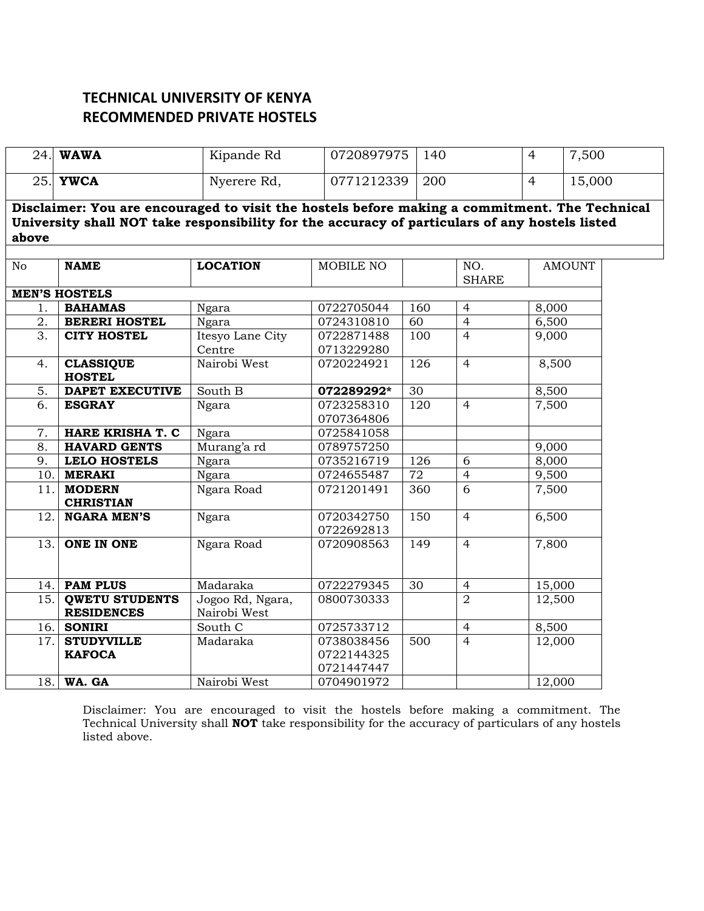## TECHNICAL UNIVERSITY OF KENYA
## RECOMMENDED PRIVATE HOSTELS

| | | | | | | |
|---|---|---|---|---|---|---|
| 24. | **WAWA** | Kipande Rd | 0720897975 | 140 | 4 | 7,500 |
| 25. | **YWCA** | Nyerere Rd, | 0771212339 | 200 | 4 | 15,000 |

**Disclaimer: You are encouraged to visit the hostels before making a commitment. The Technical University shall NOT take responsibility for the accuracy of particulars of any hostels listed above**

| No | **NAME** | **LOCATION** | MOBILE NO | | NO. SHARE | AMOUNT |
|---|---|---|---|---|---|---|
| **MEN'S HOSTELS** | | | | | | |
| 1. | **BAHAMAS** | Ngara | 0722705044 | 160 | 4 | 8,000 |
| 2. | **BERERI HOSTEL** | Ngara | 0724310810 | 60 | 4 | 6,500 |
| 3. | **CITY HOSTEL** | Itesyo Lane City Centre | 0722871488 0713229280 | 100 | 4 | 9,000 |
| 4. | **CLASSIQUE HOSTEL** | Nairobi West | 0720224921 | 126 | 4 | 8,500 |
| 5. | **DAPET EXECUTIVE** | South B | **072289292*** | 30 | | 8,500 |
| 6. | **ESGRAY** | Ngara | 0723258310 0707364806 | 120 | 4 | 7,500 |
| 7. | **HARE KRISHA T. C** | Ngara | 0725841058 | | | |
| 8. | **HAVARD GENTS** | Murang'a rd | 0789757250 | | | 9,000 |
| 9. | **LELO HOSTELS** | Ngara | 0735216719 | 126 | 6 | 8,000 |
| 10. | **MERAKI** | Ngara | 0724655487 | 72 | 4 | 9,500 |
| 11. | **MODERN CHRISTIAN** | Ngara Road | 0721201491 | 360 | 6 | 7,500 |
| 12. | **NGARA MEN'S** | Ngara | 0720342750 0722692813 | 150 | 4 | 6,500 |
| 13. | **ONE IN ONE** | Ngara Road | 0720908563 | 149 | 4 | 7,800 |
| 14. | **PAM PLUS** | Madaraka | 0722279345 | 30 | 4 | 15,000 |
| 15. | **QWETU STUDENTS RESIDENCES** | Jogoo Rd, Ngara, Nairobi West | 0800730333 | | 2 | 12,500 |
| 16. | **SONIRI** | South C | 0725733712 | | 4 | 8,500 |
| 17. | **STUDYVILLE KAFOCA** | Madaraka | 0738038456 0722144325 0721447447 | 500 | 4 | 12,000 |
| 18. | **WA. GA** | Nairobi West | 0704901972 | | | 12,000 |

Disclaimer: You are encouraged to visit the hostels before making a commitment. The Technical University shall **NOT** take responsibility for the accuracy of particulars of any hostels listed above.